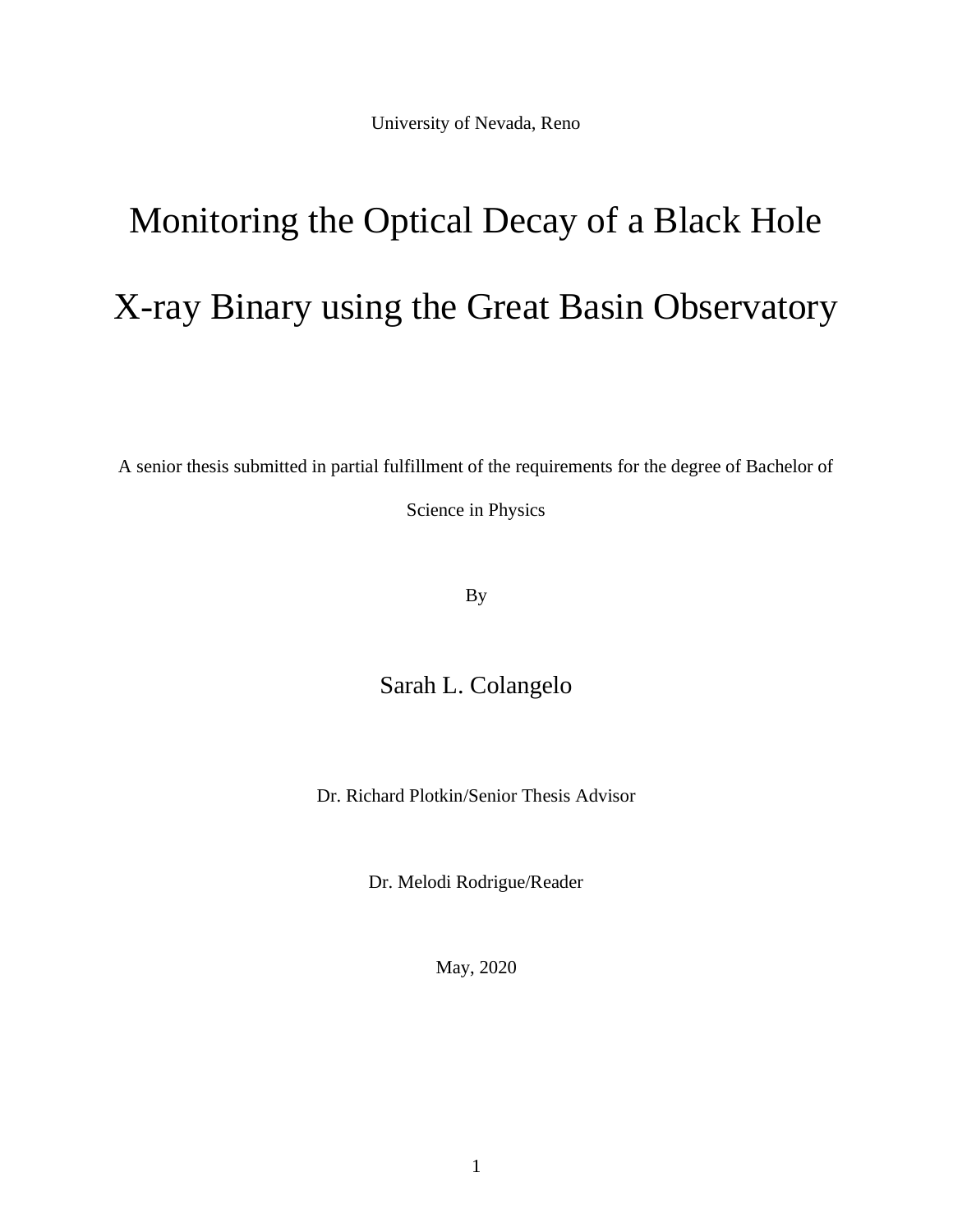University of Nevada, Reno

# Monitoring the Optical Decay of a Black Hole X-ray Binary using the Great Basin Observatory

A senior thesis submitted in partial fulfillment of the requirements for the degree of Bachelor of Science in Physics

By

Sarah L. Colangelo

Dr. Richard Plotkin/Senior Thesis Advisor

Dr. Melodi Rodrigue/Reader

May, 2020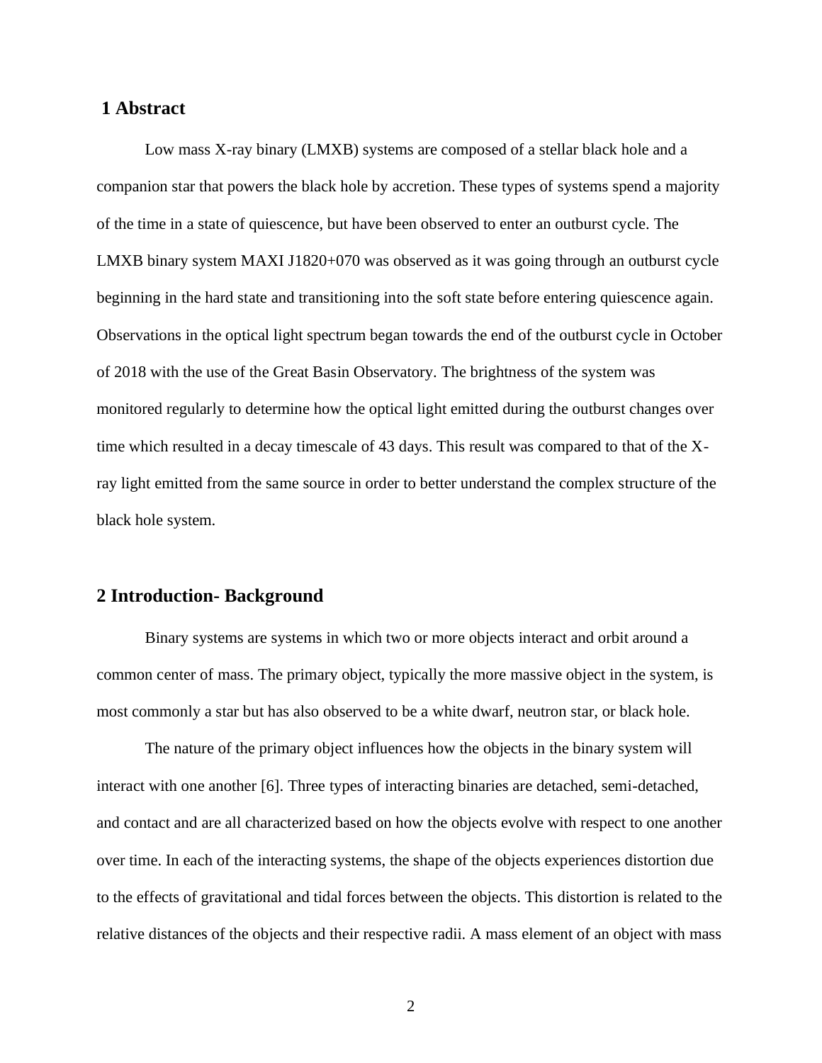## 1 Abstract

Low mass X-ray binary (LMXB) systems are composed of a stellar black hole and a companion star that powers the black hole by accretion. These types of systems spend a majority of the time in a state of quiescence, but have been observed to enter an outburst cycle. The LMXB binary system MAXI J1820+070 was observed as it was going through an outburst cycle beginning in the hard state and transitioning into the soft state before entering quiescence again. Observations in the optical light spectrum began towards the end of the outburst cycle in October of 2018 with the use of the Great Basin Observatory. The brightness of the system was monitored regularly to determine how the optical light emitted during the outburst changes over time which resulted in a decay timescale of 43 days. This result was compared to that of the X-ray light emitted from the same source in order to better understand the complex structure of the black hole system.

## 2 Introduction- Background

Binary systems are systems in which two or more objects interact and orbit around a common center of mass. The primary object, typically the more massive object in the system, is most commonly a star but has also observed to be a white dwarf, neutron star, or black hole.

The nature of the primary object influences how the objects in the binary system will interact with one another [6]. Three types of interacting binaries are detached, semi-detached, and contact and are all characterized based on how the objects evolve with respect to one another over time. In each of the interacting systems, the shape of the objects experiences distortion due to the effects of gravitational and tidal forces between the objects. This distortion is related to the relative distances of the objects and their respective radii. A mass element of an object with mass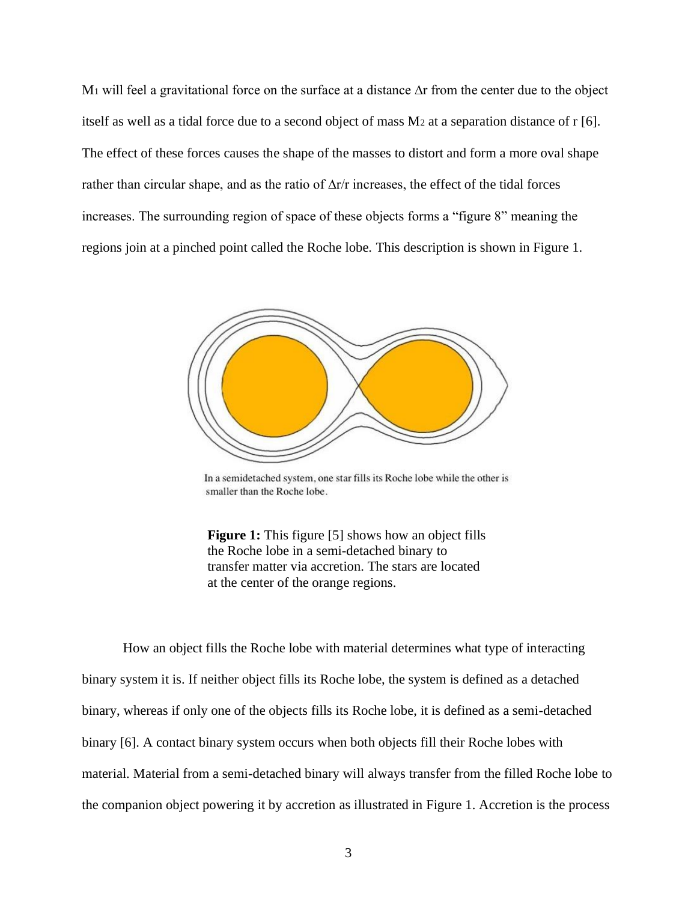$M_1$ will feel a gravitational force on the surface at a distance $\Delta r$ from the center due to the object itself as well as a tidal force due to a second object of mass $M_2$ at a separation distance of r [6]. The effect of these forces causes the shape of the masses to distort and form a more oval shape rather than circular shape, and as the ratio of $\Delta r/r$ increases, the effect of the tidal forces increases. The surrounding region of space of these objects forms a "figure 8" meaning the regions join at a pinched point called the Roche lobe. This description is shown in Figure 1.

In a semidetached system, one star fills its Roche lobe while the other is smaller than the Roche lobe.

**Figure 1:** This figure [5] shows how an object fills the Roche lobe in a semi-detached binary to transfer matter via accretion. The stars are located at the center of the orange regions.

How an object fills the Roche lobe with material determines what type of interacting binary system it is. If neither object fills its Roche lobe, the system is defined as a detached binary, whereas if only one of the objects fills its Roche lobe, it is defined as a semi-detached binary [6]. A contact binary system occurs when both objects fill their Roche lobes with material. Material from a semi-detached binary will always transfer from the filled Roche lobe to the companion object powering it by accretion as illustrated in Figure 1. Accretion is the process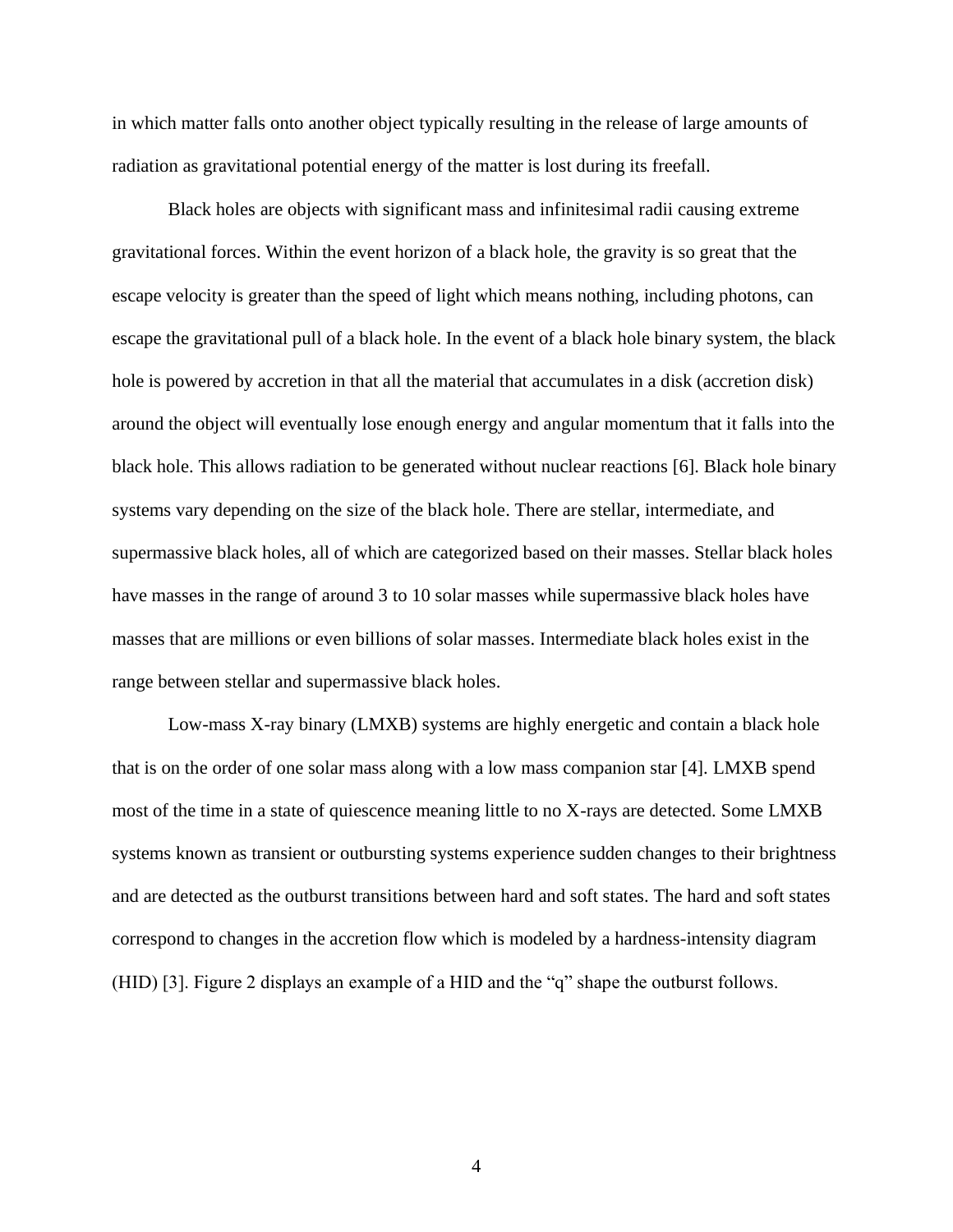in which matter falls onto another object typically resulting in the release of large amounts of radiation as gravitational potential energy of the matter is lost during its freefall.

Black holes are objects with significant mass and infinitesimal radii causing extreme gravitational forces. Within the event horizon of a black hole, the gravity is so great that the escape velocity is greater than the speed of light which means nothing, including photons, can escape the gravitational pull of a black hole. In the event of a black hole binary system, the black hole is powered by accretion in that all the material that accumulates in a disk (accretion disk) around the object will eventually lose enough energy and angular momentum that it falls into the black hole. This allows radiation to be generated without nuclear reactions [6]. Black hole binary systems vary depending on the size of the black hole. There are stellar, intermediate, and supermassive black holes, all of which are categorized based on their masses. Stellar black holes have masses in the range of around 3 to 10 solar masses while supermassive black holes have masses that are millions or even billions of solar masses. Intermediate black holes exist in the range between stellar and supermassive black holes.

Low-mass X-ray binary (LMXB) systems are highly energetic and contain a black hole that is on the order of one solar mass along with a low mass companion star [4]. LMXB spend most of the time in a state of quiescence meaning little to no X-rays are detected. Some LMXB systems known as transient or outbursting systems experience sudden changes to their brightness and are detected as the outburst transitions between hard and soft states. The hard and soft states correspond to changes in the accretion flow which is modeled by a hardness-intensity diagram (HID) [3]. Figure 2 displays an example of a HID and the "q" shape the outburst follows.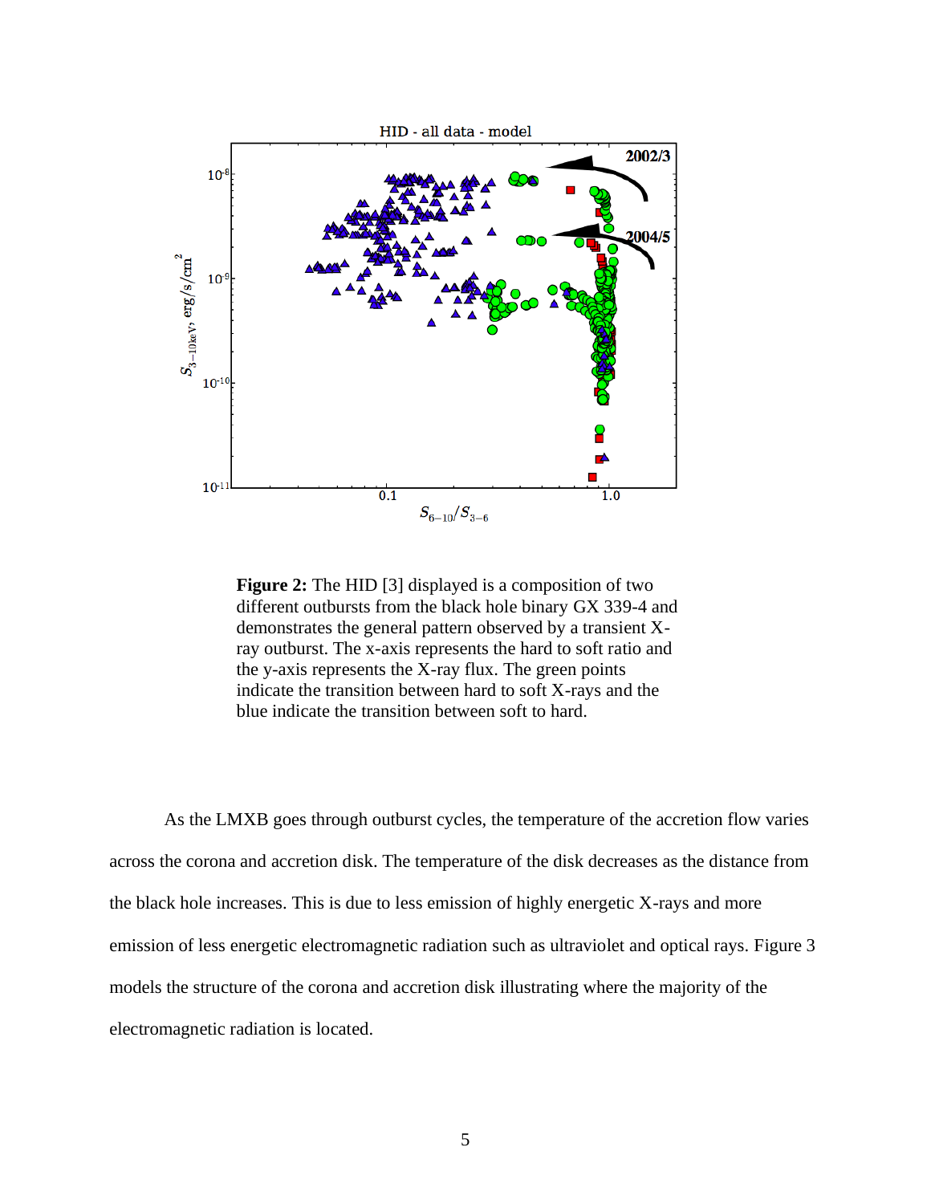**Figure 2:** The HID [3] displayed is a composition of two different outbursts from the black hole binary GX 339-4 and demonstrates the general pattern observed by a transient X-ray outburst. The x-axis represents the hard to soft ratio and the y-axis represents the X-ray flux. The green points indicate the transition between hard to soft X-rays and the blue indicate the transition between soft to hard.

As the LMXB goes through outburst cycles, the temperature of the accretion flow varies across the corona and accretion disk. The temperature of the disk decreases as the distance from the black hole increases. This is due to less emission of highly energetic X-rays and more emission of less energetic electromagnetic radiation such as ultraviolet and optical rays. Figure 3 models the structure of the corona and accretion disk illustrating where the majority of the electromagnetic radiation is located.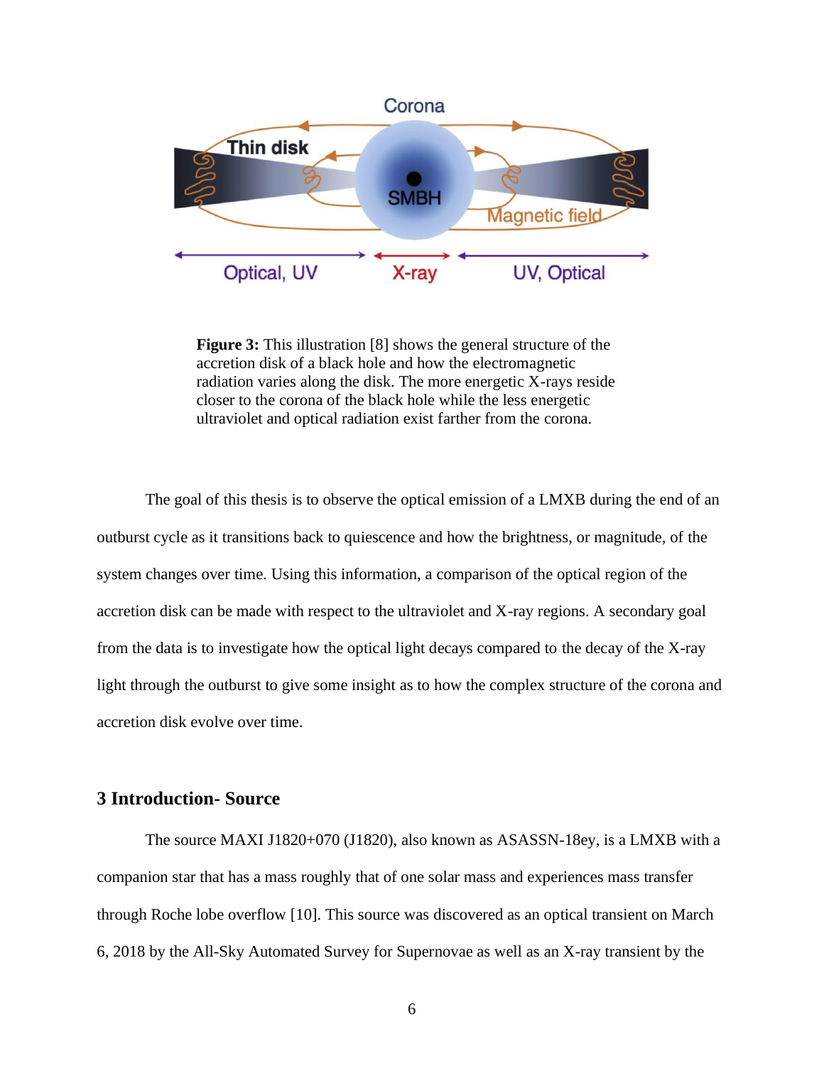**Figure 3:** This illustration [8] shows the general structure of the accretion disk of a black hole and how the electromagnetic radiation varies along the disk. The more energetic X-rays reside closer to the corona of the black hole while the less energetic ultraviolet and optical radiation exist farther from the corona.

The goal of this thesis is to observe the optical emission of a LMXB during the end of an outburst cycle as it transitions back to quiescence and how the brightness, or magnitude, of the system changes over time. Using this information, a comparison of the optical region of the accretion disk can be made with respect to the ultraviolet and X-ray regions. A secondary goal from the data is to investigate how the optical light decays compared to the decay of the X-ray light through the outburst to give some insight as to how the complex structure of the corona and accretion disk evolve over time.

## 3 Introduction- Source

The source MAXI J1820+070 (J1820), also known as ASASSN-18ey, is a LMXB with a companion star that has a mass roughly that of one solar mass and experiences mass transfer through Roche lobe overflow [10]. This source was discovered as an optical transient on March 6, 2018 by the All-Sky Automated Survey for Supernovae as well as an X-ray transient by the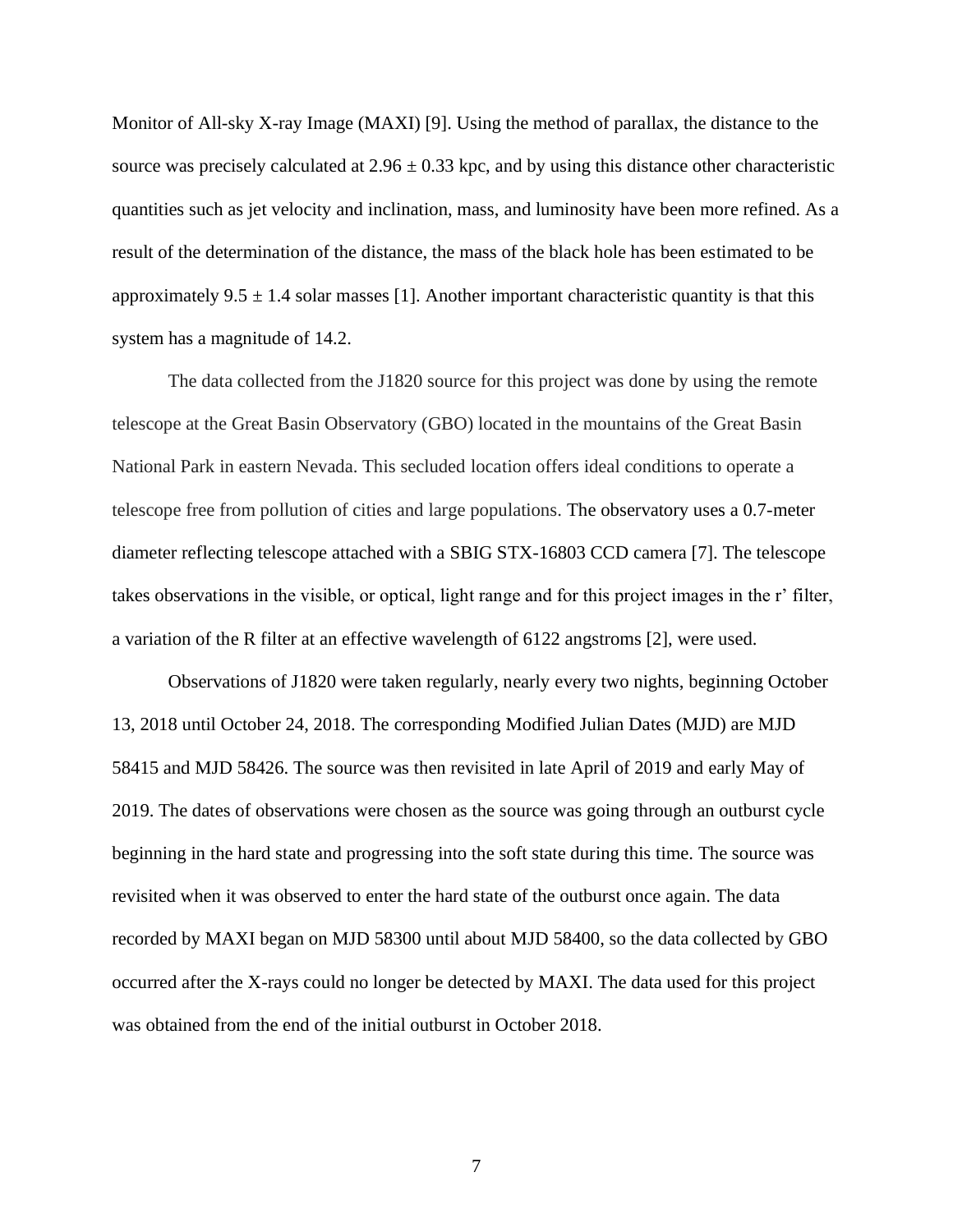Monitor of All-sky X-ray Image (MAXI) [9]. Using the method of parallax, the distance to the source was precisely calculated at $2.96 \pm 0.33$ kpc, and by using this distance other characteristic quantities such as jet velocity and inclination, mass, and luminosity have been more refined. As a result of the determination of the distance, the mass of the black hole has been estimated to be approximately $9.5 \pm 1.4$ solar masses [1]. Another important characteristic quantity is that this system has a magnitude of 14.2.

The data collected from the J1820 source for this project was done by using the remote telescope at the Great Basin Observatory (GBO) located in the mountains of the Great Basin National Park in eastern Nevada. This secluded location offers ideal conditions to operate a telescope free from pollution of cities and large populations. The observatory uses a 0.7-meter diameter reflecting telescope attached with a SBIG STX-16803 CCD camera [7]. The telescope takes observations in the visible, or optical, light range and for this project images in the r' filter, a variation of the R filter at an effective wavelength of 6122 angstroms [2], were used.

Observations of J1820 were taken regularly, nearly every two nights, beginning October 13, 2018 until October 24, 2018. The corresponding Modified Julian Dates (MJD) are MJD 58415 and MJD 58426. The source was then revisited in late April of 2019 and early May of 2019. The dates of observations were chosen as the source was going through an outburst cycle beginning in the hard state and progressing into the soft state during this time. The source was revisited when it was observed to enter the hard state of the outburst once again. The data recorded by MAXI began on MJD 58300 until about MJD 58400, so the data collected by GBO occurred after the X-rays could no longer be detected by MAXI. The data used for this project was obtained from the end of the initial outburst in October 2018.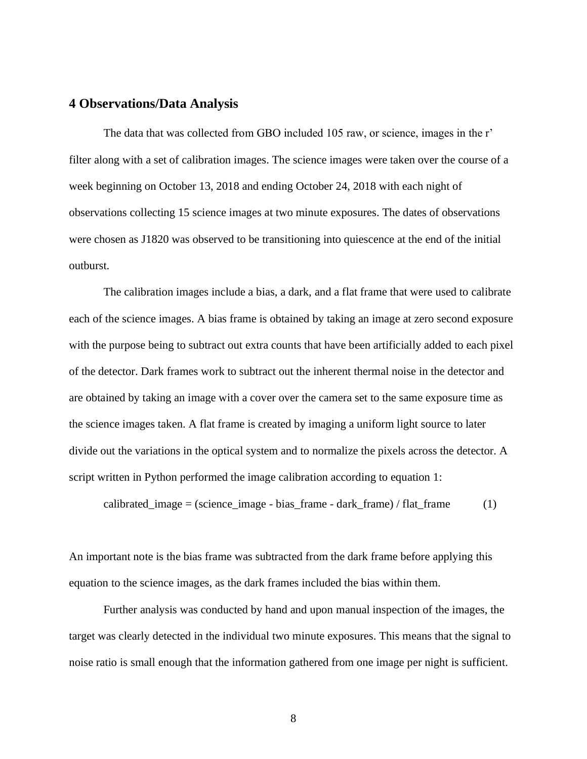## 4 Observations/Data Analysis

The data that was collected from GBO included 105 raw, or science, images in the r' filter along with a set of calibration images. The science images were taken over the course of a week beginning on October 13, 2018 and ending October 24, 2018 with each night of observations collecting 15 science images at two minute exposures. The dates of observations were chosen as J1820 was observed to be transitioning into quiescence at the end of the initial outburst.

The calibration images include a bias, a dark, and a flat frame that were used to calibrate each of the science images. A bias frame is obtained by taking an image at zero second exposure with the purpose being to subtract out extra counts that have been artificially added to each pixel of the detector. Dark frames work to subtract out the inherent thermal noise in the detector and are obtained by taking an image with a cover over the camera set to the same exposure time as the science images taken. A flat frame is created by imaging a uniform light source to later divide out the variations in the optical system and to normalize the pixels across the detector. A script written in Python performed the image calibration according to equation 1:

calibrated_image = (science_image - bias_frame - dark_frame) / flat_frame (1)

An important note is the bias frame was subtracted from the dark frame before applying this equation to the science images, as the dark frames included the bias within them.

Further analysis was conducted by hand and upon manual inspection of the images, the target was clearly detected in the individual two minute exposures. This means that the signal to noise ratio is small enough that the information gathered from one image per night is sufficient.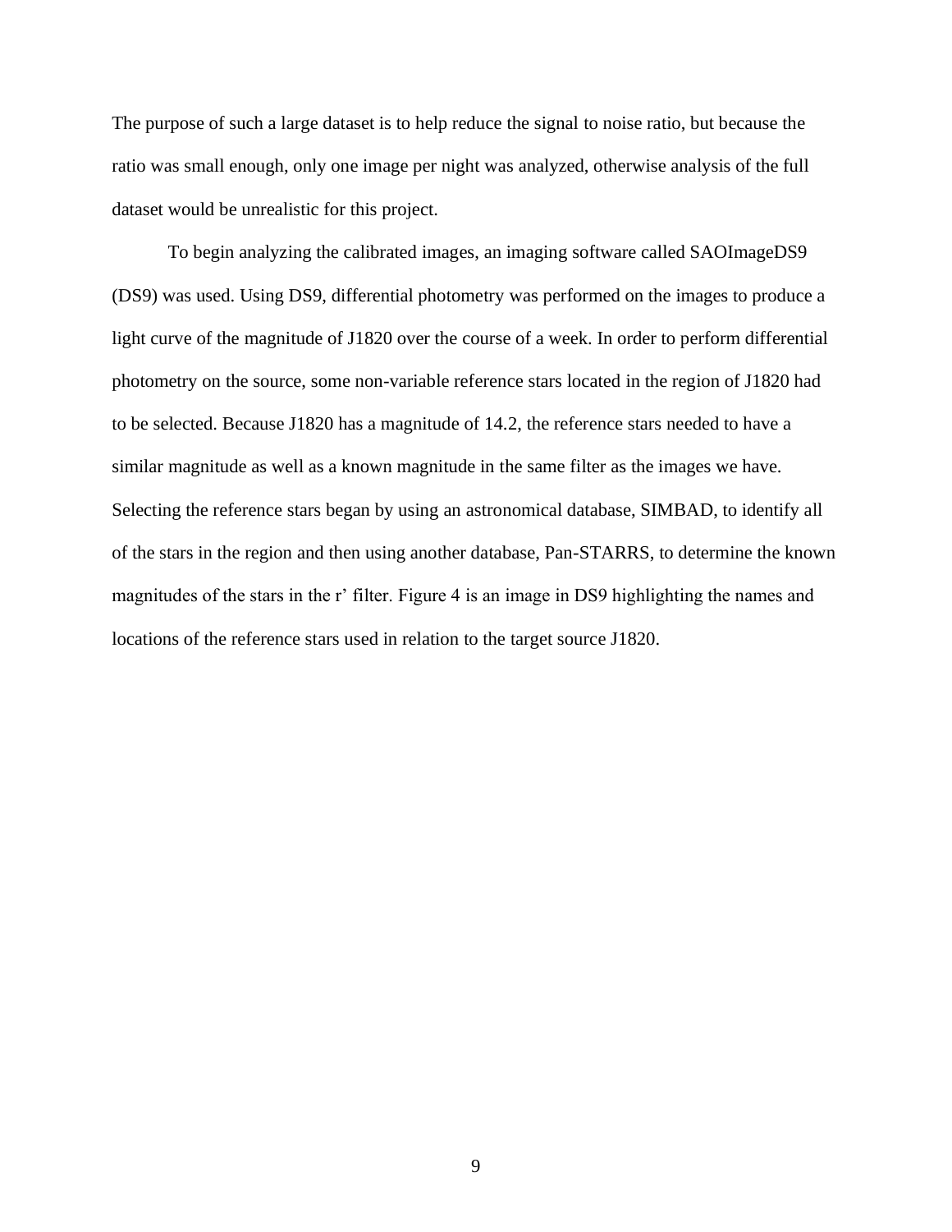The purpose of such a large dataset is to help reduce the signal to noise ratio, but because the ratio was small enough, only one image per night was analyzed, otherwise analysis of the full dataset would be unrealistic for this project.

To begin analyzing the calibrated images, an imaging software called SAOImageDS9 (DS9) was used. Using DS9, differential photometry was performed on the images to produce a light curve of the magnitude of J1820 over the course of a week. In order to perform differential photometry on the source, some non-variable reference stars located in the region of J1820 had to be selected. Because J1820 has a magnitude of 14.2, the reference stars needed to have a similar magnitude as well as a known magnitude in the same filter as the images we have. Selecting the reference stars began by using an astronomical database, SIMBAD, to identify all of the stars in the region and then using another database, Pan-STARRS, to determine the known magnitudes of the stars in the r' filter. Figure 4 is an image in DS9 highlighting the names and locations of the reference stars used in relation to the target source J1820.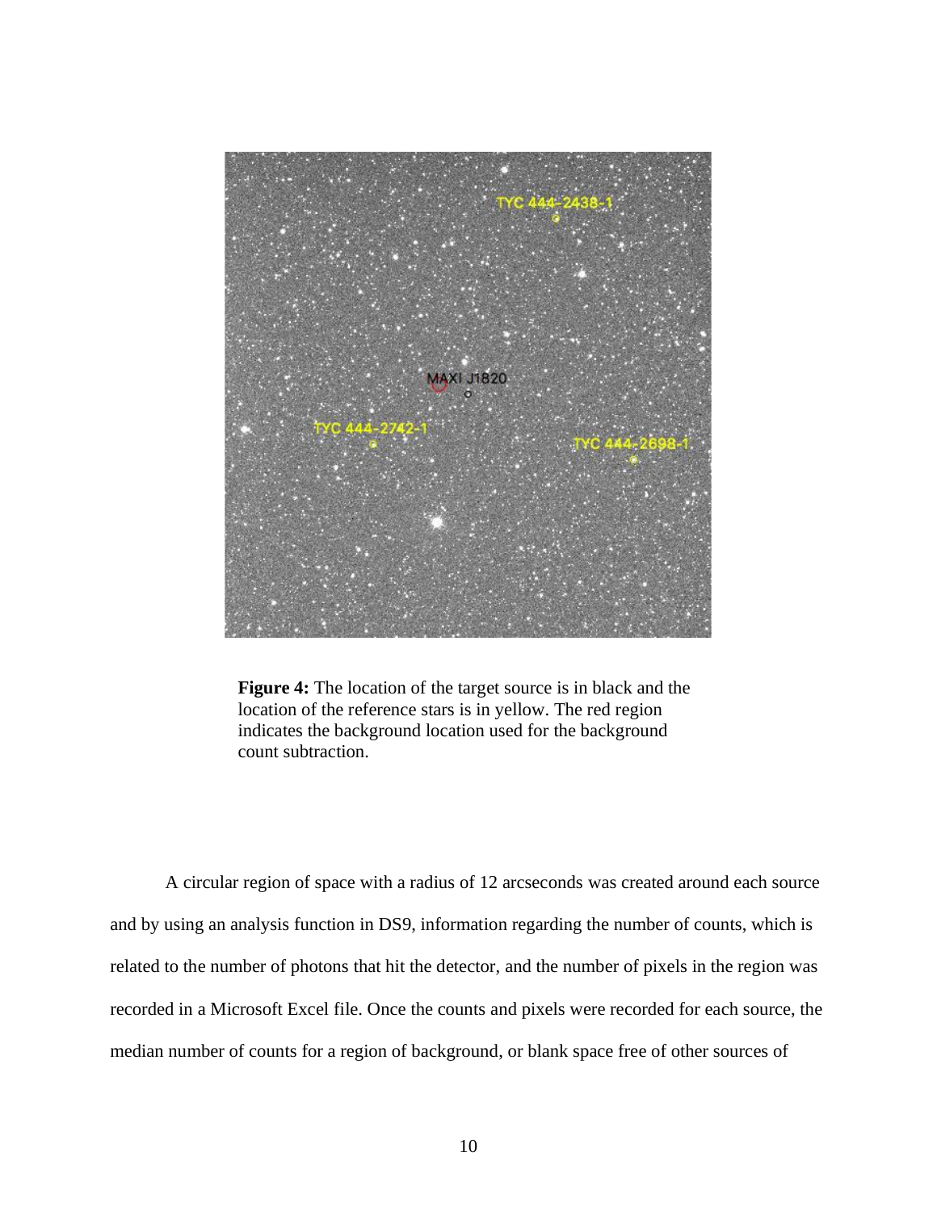**Figure 4:** The location of the target source is in black and the location of the reference stars is in yellow. The red region indicates the background location used for the background count subtraction.

A circular region of space with a radius of 12 arcseconds was created around each source and by using an analysis function in DS9, information regarding the number of counts, which is related to the number of photons that hit the detector, and the number of pixels in the region was recorded in a Microsoft Excel file. Once the counts and pixels were recorded for each source, the median number of counts for a region of background, or blank space free of other sources of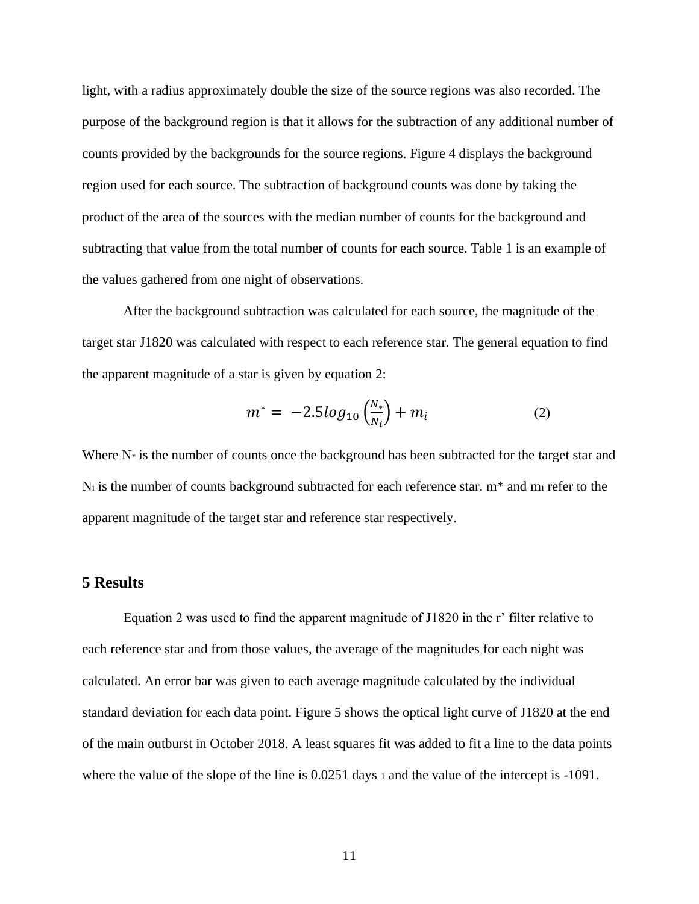light, with a radius approximately double the size of the source regions was also recorded. The purpose of the background region is that it allows for the subtraction of any additional number of counts provided by the backgrounds for the source regions. Figure 4 displays the background region used for each source. The subtraction of background counts was done by taking the product of the area of the sources with the median number of counts for the background and subtracting that value from the total number of counts for each source. Table 1 is an example of the values gathered from one night of observations.

After the background subtraction was calculated for each source, the magnitude of the target star J1820 was calculated with respect to each reference star. The general equation to find the apparent magnitude of a star is given by equation 2:

$$m^* = -2.5log_{10}\left(\frac{N_*}{N_i}\right) + m_i \qquad (2)$$

Where $N_*$ is the number of counts once the background has been subtracted for the target star and $N_i$ is the number of counts background subtracted for each reference star. $m^*$ and $m_i$ refer to the apparent magnitude of the target star and reference star respectively.

## 5 Results

Equation 2 was used to find the apparent magnitude of J1820 in the r' filter relative to each reference star and from those values, the average of the magnitudes for each night was calculated. An error bar was given to each average magnitude calculated by the individual standard deviation for each data point. Figure 5 shows the optical light curve of J1820 at the end of the main outburst in October 2018. A least squares fit was added to fit a line to the data points where the value of the slope of the line is 0.0251 days$^{-1}$ and the value of the intercept is -1091.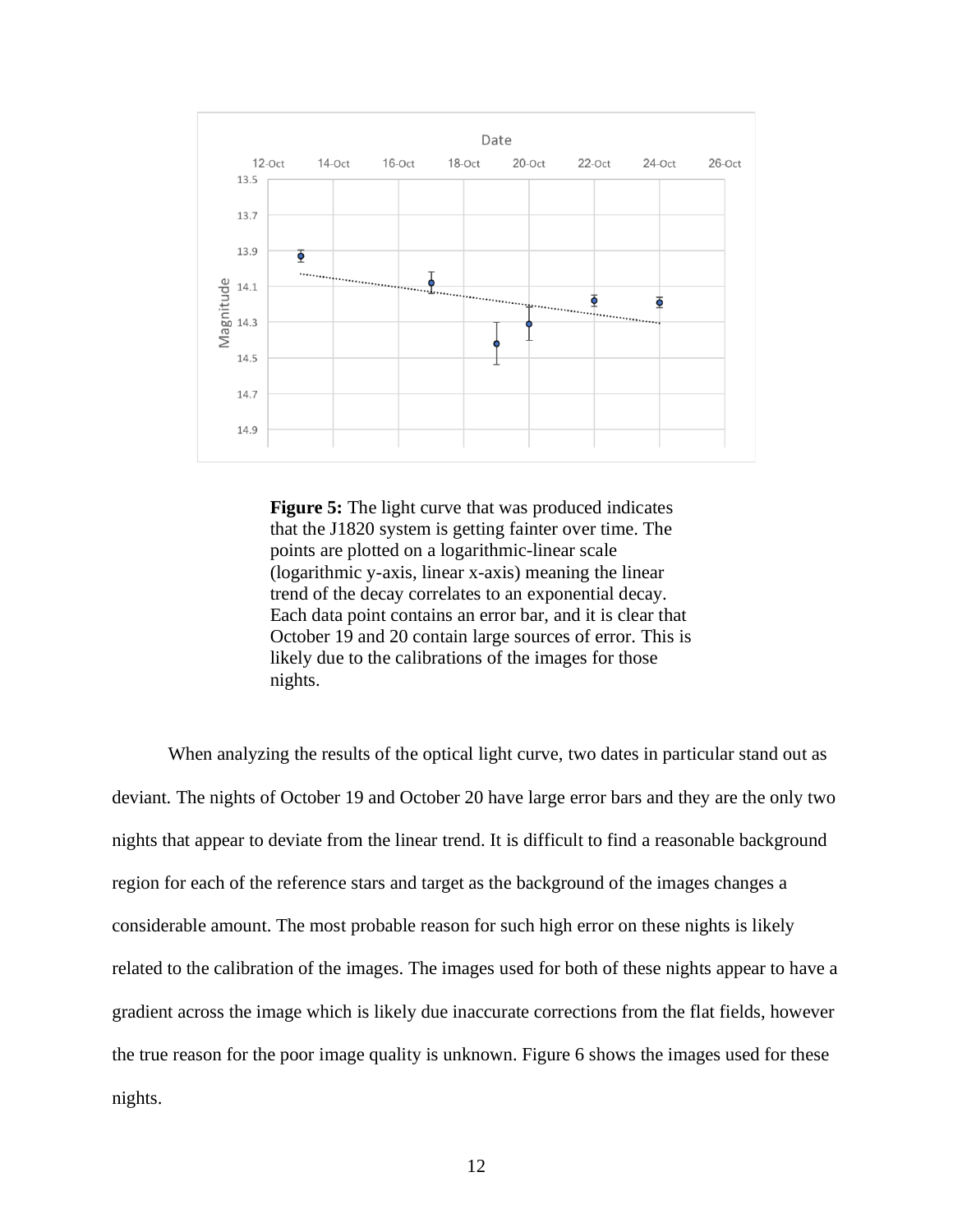**Figure 5:** The light curve that was produced indicates that the J1820 system is getting fainter over time. The points are plotted on a logarithmic-linear scale (logarithmic y-axis, linear x-axis) meaning the linear trend of the decay correlates to an exponential decay. Each data point contains an error bar, and it is clear that October 19 and 20 contain large sources of error. This is likely due to the calibrations of the images for those nights.

When analyzing the results of the optical light curve, two dates in particular stand out as deviant. The nights of October 19 and October 20 have large error bars and they are the only two nights that appear to deviate from the linear trend. It is difficult to find a reasonable background region for each of the reference stars and target as the background of the images changes a considerable amount. The most probable reason for such high error on these nights is likely related to the calibration of the images. The images used for both of these nights appear to have a gradient across the image which is likely due inaccurate corrections from the flat fields, however the true reason for the poor image quality is unknown. Figure 6 shows the images used for these nights.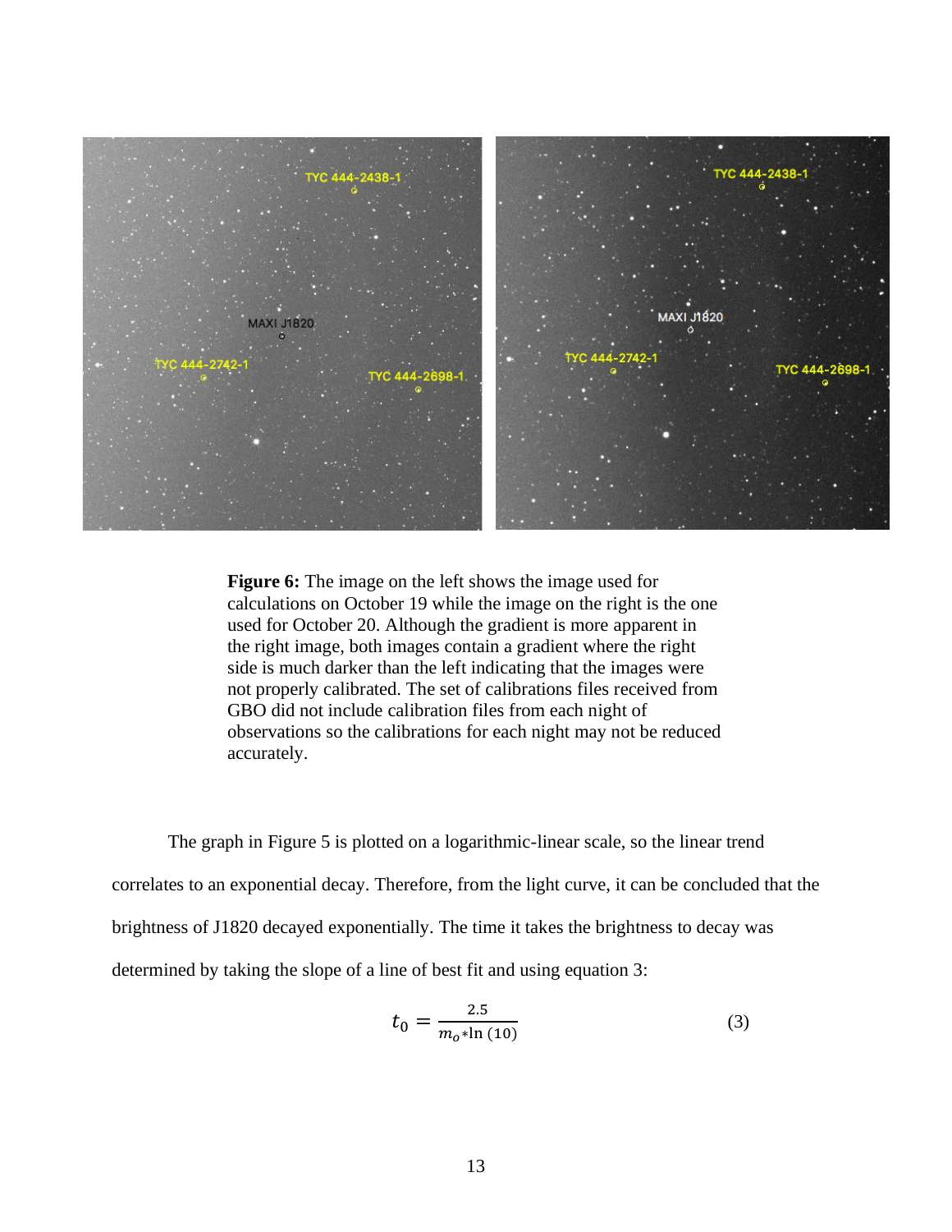**Figure 6:** The image on the left shows the image used for calculations on October 19 while the image on the right is the one used for October 20. Although the gradient is more apparent in the right image, both images contain a gradient where the right side is much darker than the left indicating that the images were not properly calibrated. The set of calibrations files received from GBO did not include calibration files from each night of observations so the calibrations for each night may not be reduced accurately.

The graph in Figure 5 is plotted on a logarithmic-linear scale, so the linear trend correlates to an exponential decay. Therefore, from the light curve, it can be concluded that the brightness of J1820 decayed exponentially. The time it takes the brightness to decay was determined by taking the slope of a line of best fit and using equation 3:

$$t_0 = \frac{2.5}{m_o * \ln(10)} \tag{3}$$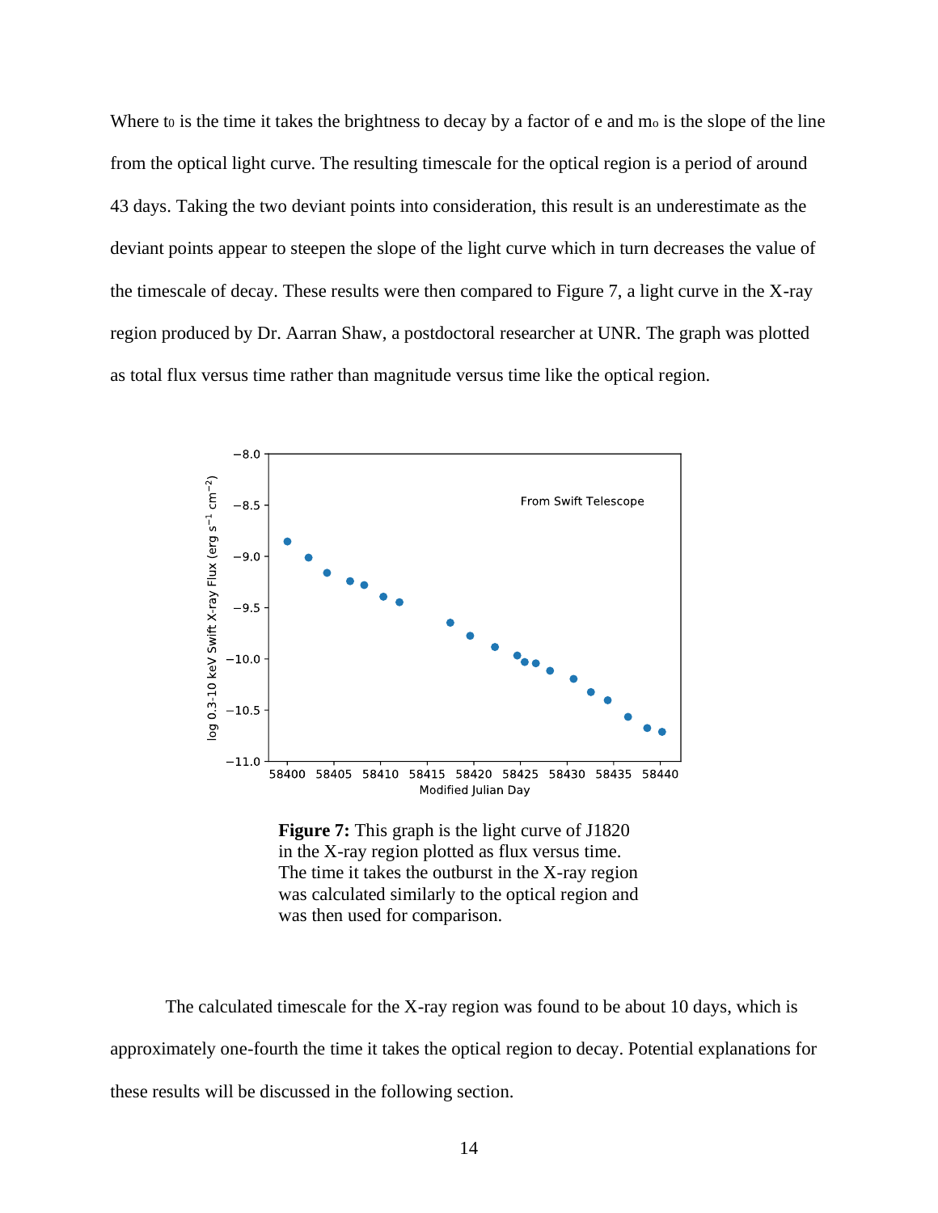Where $t_0$ is the time it takes the brightness to decay by a factor of e and $m_o$ is the slope of the line from the optical light curve. The resulting timescale for the optical region is a period of around 43 days. Taking the two deviant points into consideration, this result is an underestimate as the deviant points appear to steepen the slope of the light curve which in turn decreases the value of the timescale of decay. These results were then compared to Figure 7, a light curve in the X-ray region produced by Dr. Aarran Shaw, a postdoctoral researcher at UNR. The graph was plotted as total flux versus time rather than magnitude versus time like the optical region.

**Figure 7:** This graph is the light curve of J1820 in the X-ray region plotted as flux versus time. The time it takes the outburst in the X-ray region was calculated similarly to the optical region and was then used for comparison.

The calculated timescale for the X-ray region was found to be about 10 days, which is approximately one-fourth the time it takes the optical region to decay. Potential explanations for these results will be discussed in the following section.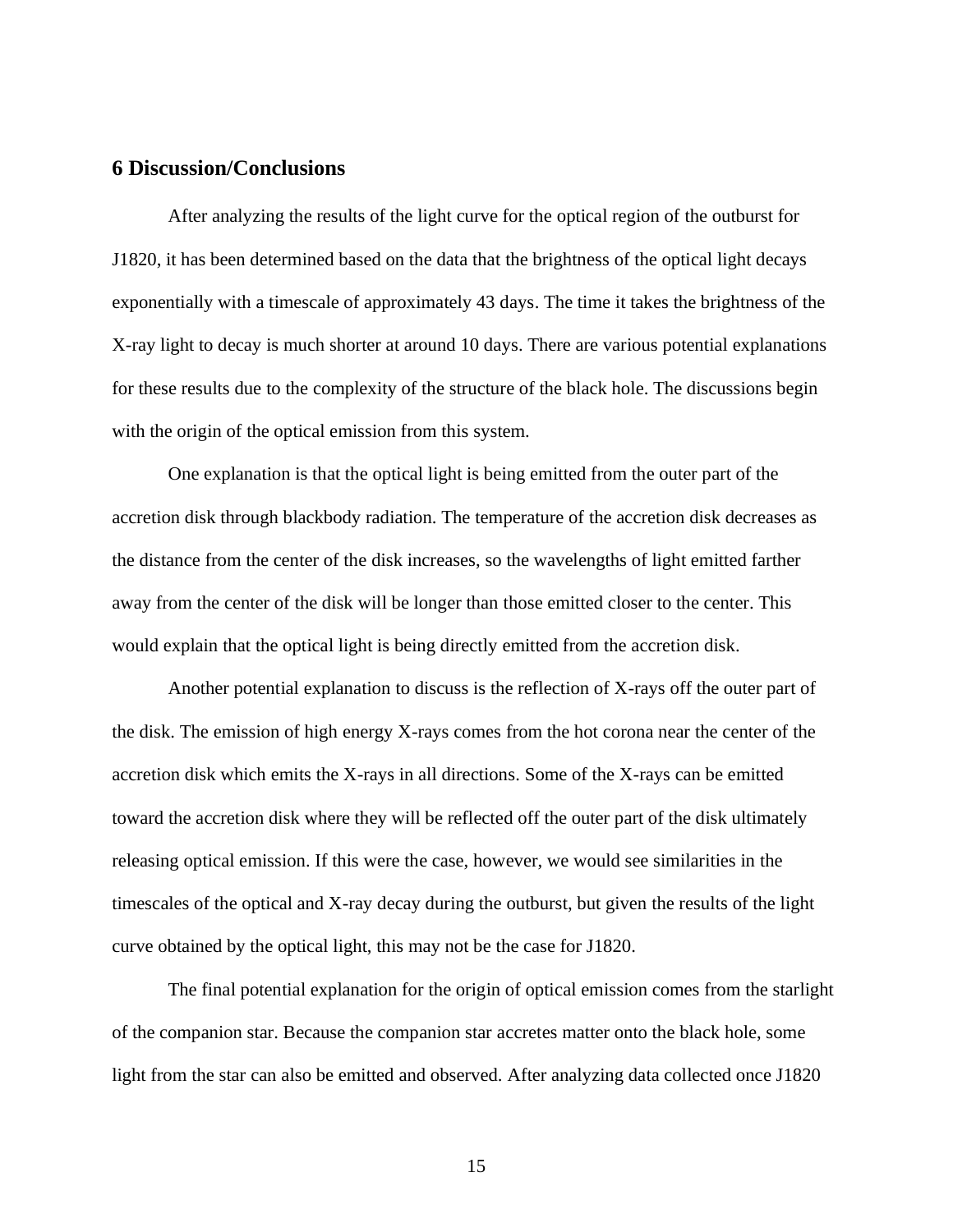## 6 Discussion/Conclusions

After analyzing the results of the light curve for the optical region of the outburst for J1820, it has been determined based on the data that the brightness of the optical light decays exponentially with a timescale of approximately 43 days. The time it takes the brightness of the X-ray light to decay is much shorter at around 10 days. There are various potential explanations for these results due to the complexity of the structure of the black hole. The discussions begin with the origin of the optical emission from this system.

One explanation is that the optical light is being emitted from the outer part of the accretion disk through blackbody radiation. The temperature of the accretion disk decreases as the distance from the center of the disk increases, so the wavelengths of light emitted farther away from the center of the disk will be longer than those emitted closer to the center. This would explain that the optical light is being directly emitted from the accretion disk.

Another potential explanation to discuss is the reflection of X-rays off the outer part of the disk. The emission of high energy X-rays comes from the hot corona near the center of the accretion disk which emits the X-rays in all directions. Some of the X-rays can be emitted toward the accretion disk where they will be reflected off the outer part of the disk ultimately releasing optical emission. If this were the case, however, we would see similarities in the timescales of the optical and X-ray decay during the outburst, but given the results of the light curve obtained by the optical light, this may not be the case for J1820.

The final potential explanation for the origin of optical emission comes from the starlight of the companion star. Because the companion star accretes matter onto the black hole, some light from the star can also be emitted and observed. After analyzing data collected once J1820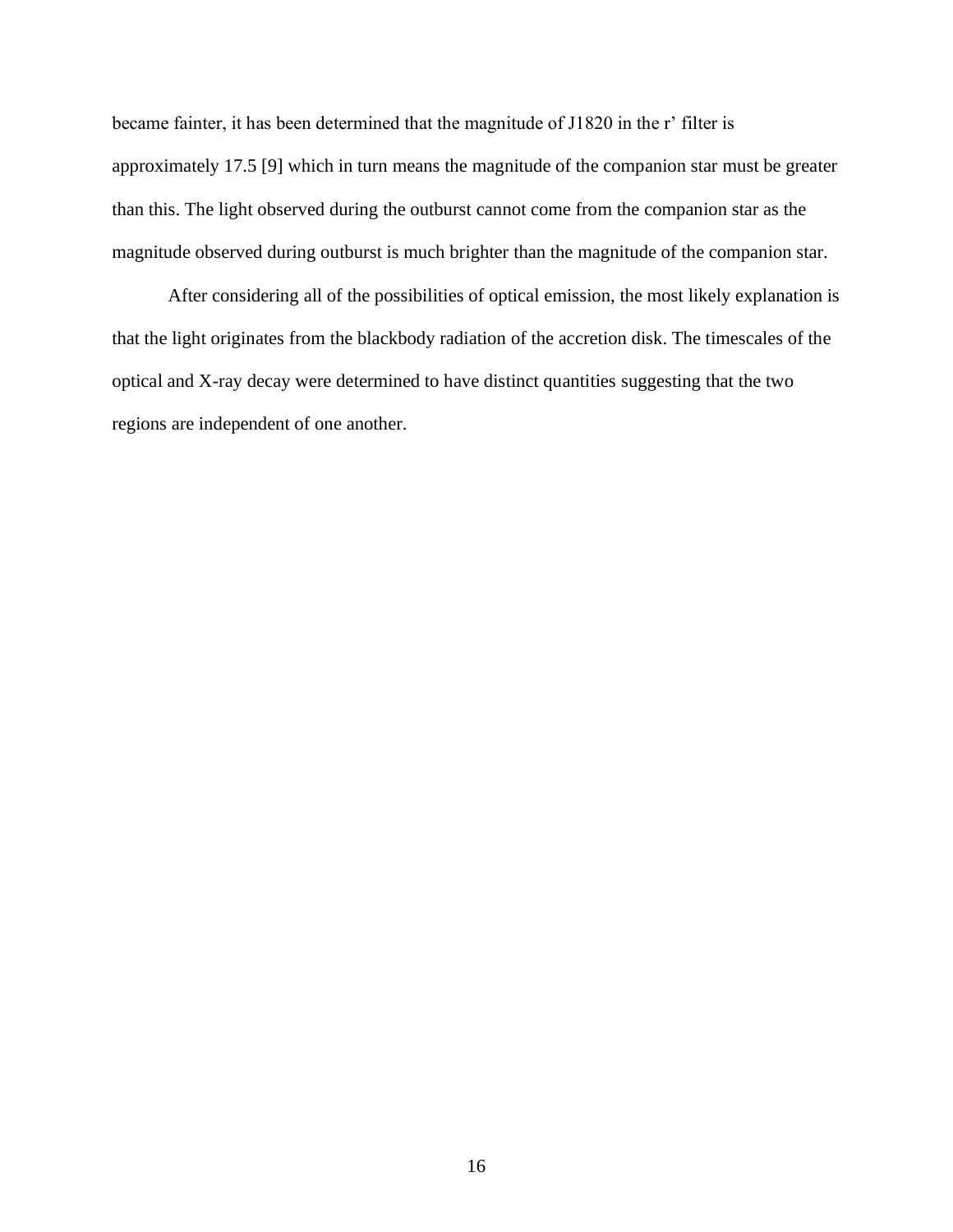became fainter, it has been determined that the magnitude of J1820 in the r' filter is approximately 17.5 [9] which in turn means the magnitude of the companion star must be greater than this. The light observed during the outburst cannot come from the companion star as the magnitude observed during outburst is much brighter than the magnitude of the companion star.

After considering all of the possibilities of optical emission, the most likely explanation is that the light originates from the blackbody radiation of the accretion disk. The timescales of the optical and X-ray decay were determined to have distinct quantities suggesting that the two regions are independent of one another.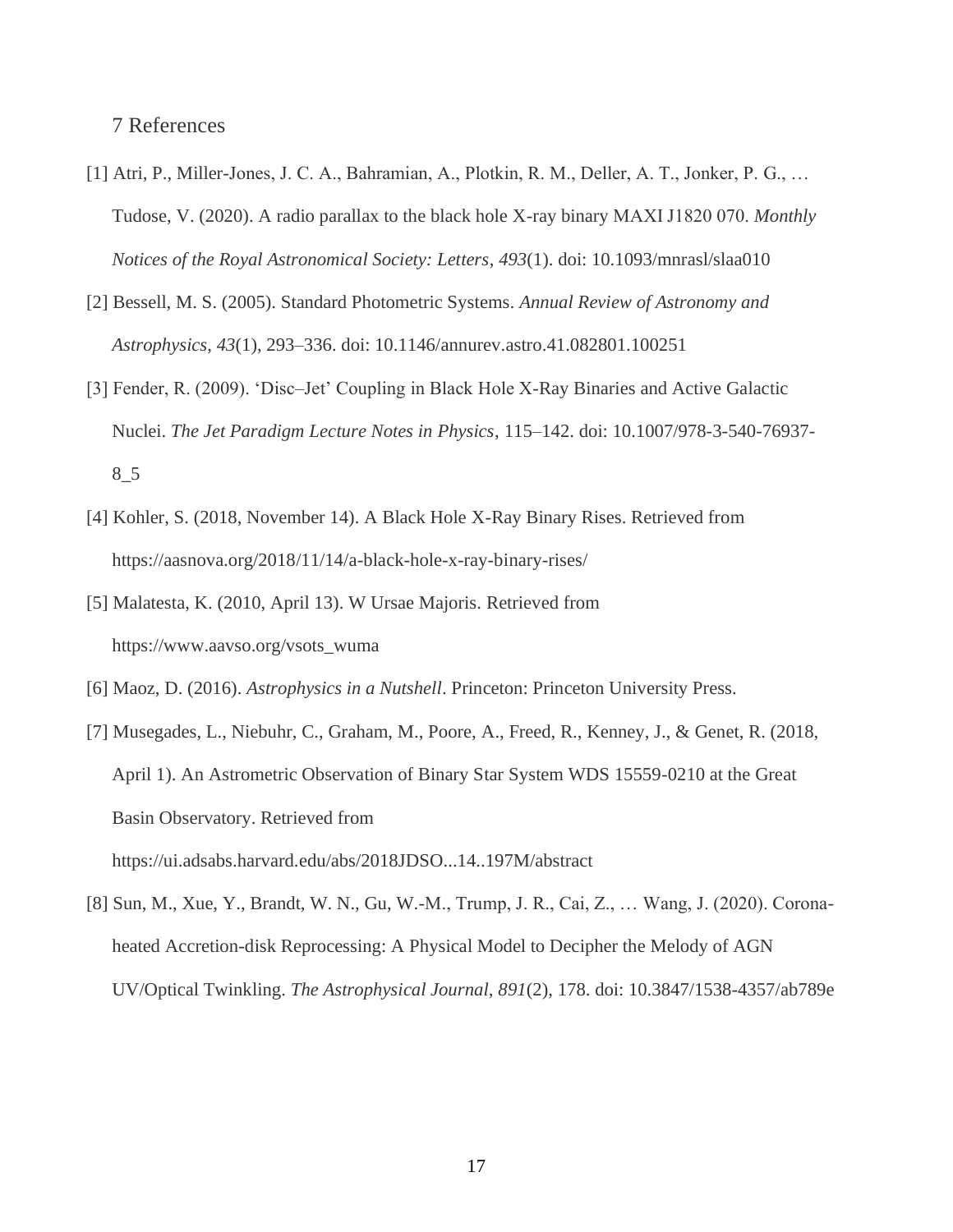## 7 References

[1] Atri, P., Miller-Jones, J. C. A., Bahramian, A., Plotkin, R. M., Deller, A. T., Jonker, P. G., … Tudose, V. (2020). A radio parallax to the black hole X-ray binary MAXI J1820 070. *Monthly Notices of the Royal Astronomical Society: Letters*, *493*(1). doi: 10.1093/mnrasl/slaa010

[2] Bessell, M. S. (2005). Standard Photometric Systems. *Annual Review of Astronomy and Astrophysics*, *43*(1), 293–336. doi: 10.1146/annurev.astro.41.082801.100251

[3] Fender, R. (2009). 'Disc–Jet' Coupling in Black Hole X-Ray Binaries and Active Galactic Nuclei. *The Jet Paradigm Lecture Notes in Physics*, 115–142. doi: 10.1007/978-3-540-76937-8_5

[4] Kohler, S. (2018, November 14). A Black Hole X-Ray Binary Rises. Retrieved from https://aasnova.org/2018/11/14/a-black-hole-x-ray-binary-rises/

[5] Malatesta, K. (2010, April 13). W Ursae Majoris. Retrieved from https://www.aavso.org/vsots_wuma

[6] Maoz, D. (2016). *Astrophysics in a Nutshell*. Princeton: Princeton University Press.

[7] Musegades, L., Niebuhr, C., Graham, M., Poore, A., Freed, R., Kenney, J., & Genet, R. (2018, April 1). An Astrometric Observation of Binary Star System WDS 15559-0210 at the Great Basin Observatory. Retrieved from https://ui.adsabs.harvard.edu/abs/2018JDSO...14..197M/abstract

[8] Sun, M., Xue, Y., Brandt, W. N., Gu, W.-M., Trump, J. R., Cai, Z., … Wang, J. (2020). Corona-heated Accretion-disk Reprocessing: A Physical Model to Decipher the Melody of AGN UV/Optical Twinkling. *The Astrophysical Journal*, *891*(2), 178. doi: 10.3847/1538-4357/ab789e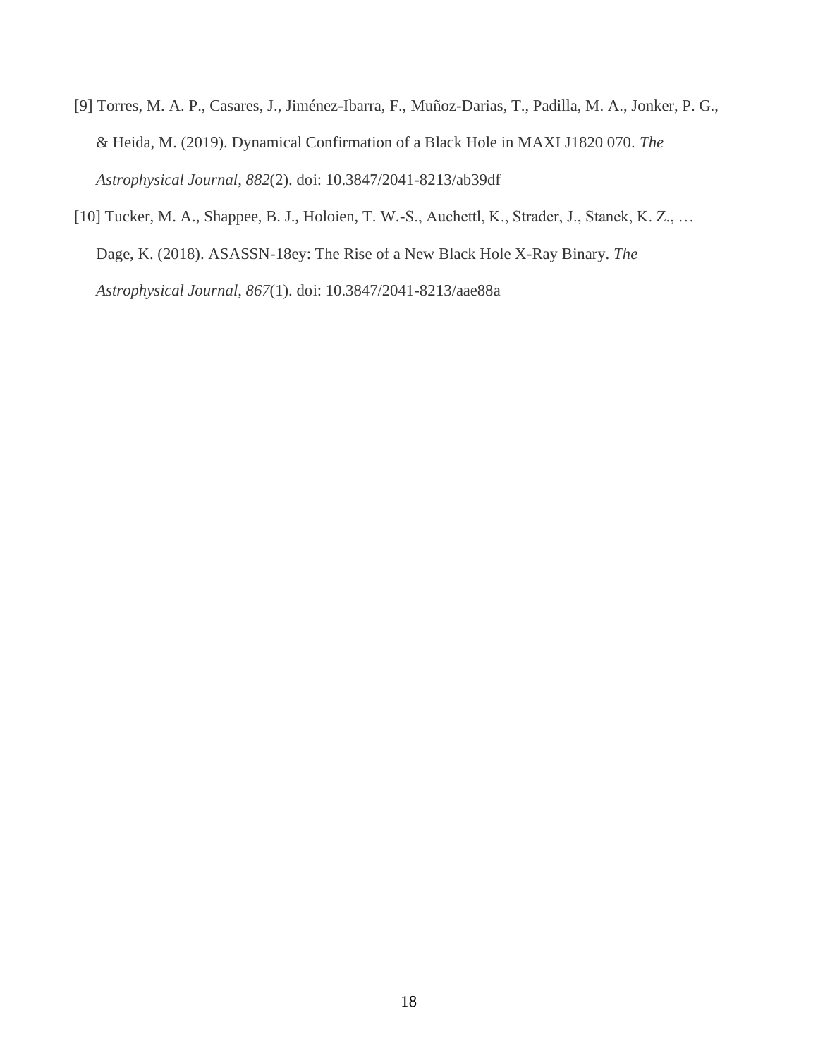[9] Torres, M. A. P., Casares, J., Jiménez-Ibarra, F., Muñoz-Darias, T., Padilla, M. A., Jonker, P. G., & Heida, M. (2019). Dynamical Confirmation of a Black Hole in MAXI J1820 070. *The Astrophysical Journal*, *882*(2). doi: 10.3847/2041-8213/ab39df

[10] Tucker, M. A., Shappee, B. J., Holoien, T. W.-S., Auchettl, K., Strader, J., Stanek, K. Z., … Dage, K. (2018). ASASSN-18ey: The Rise of a New Black Hole X-Ray Binary. *The Astrophysical Journal*, *867*(1). doi: 10.3847/2041-8213/aae88a